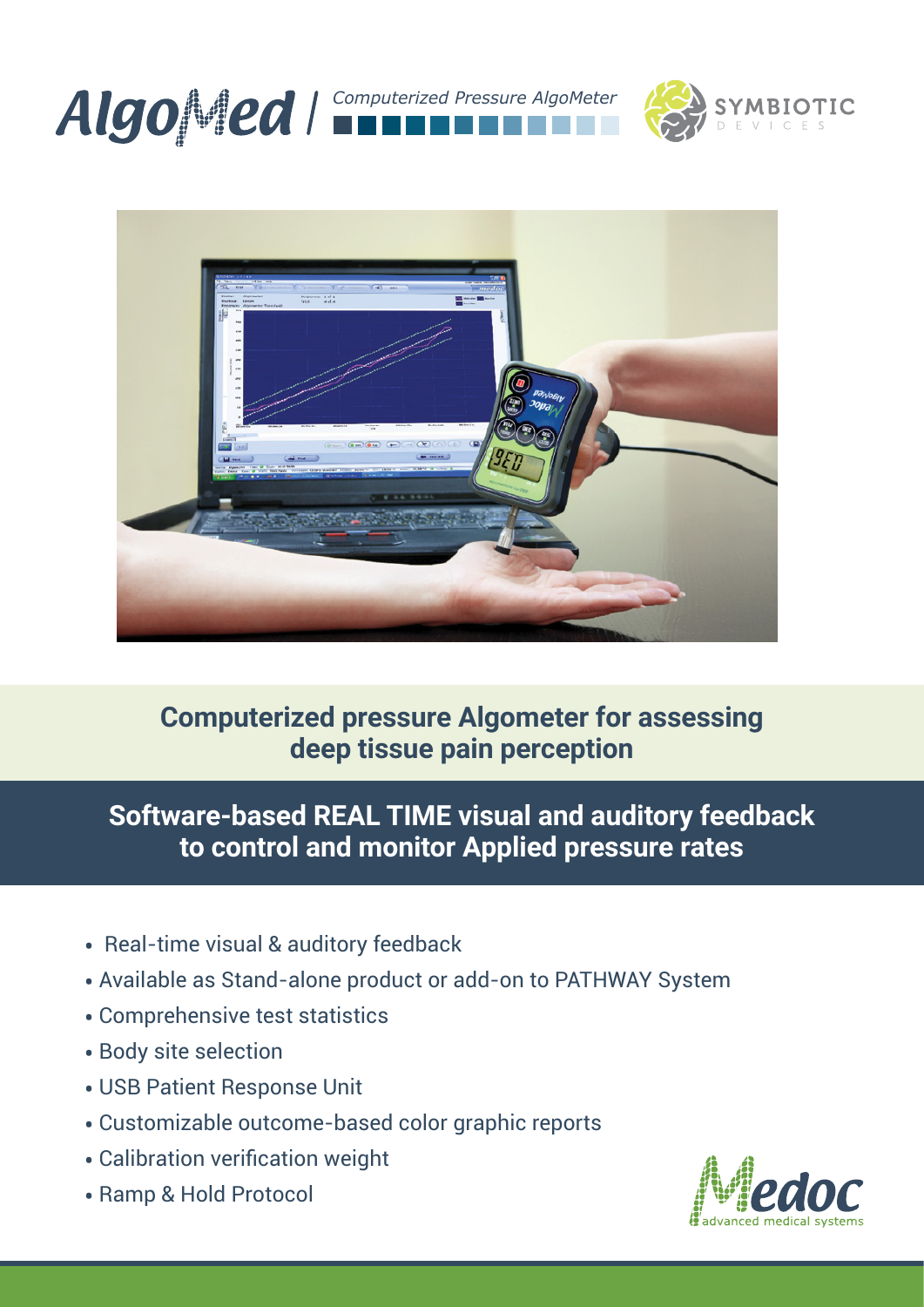# AlgoMed | Computerized Pressure AlgoMeter

SYMBIOTIC DEVICES

## Computerized pressure Algometer for assessing deep tissue pain perception

## Software-based REAL TIME visual and auditory feedback to control and monitor Applied pressure rates

- Real-time visual & auditory feedback
- Available as Stand-alone product or add-on to PATHWAY System
- Comprehensive test statistics
- Body site selection
- USB Patient Response Unit
- Customizable outcome-based color graphic reports
- Calibration verification weight
- Ramp & Hold Protocol

Medoc advanced medical systems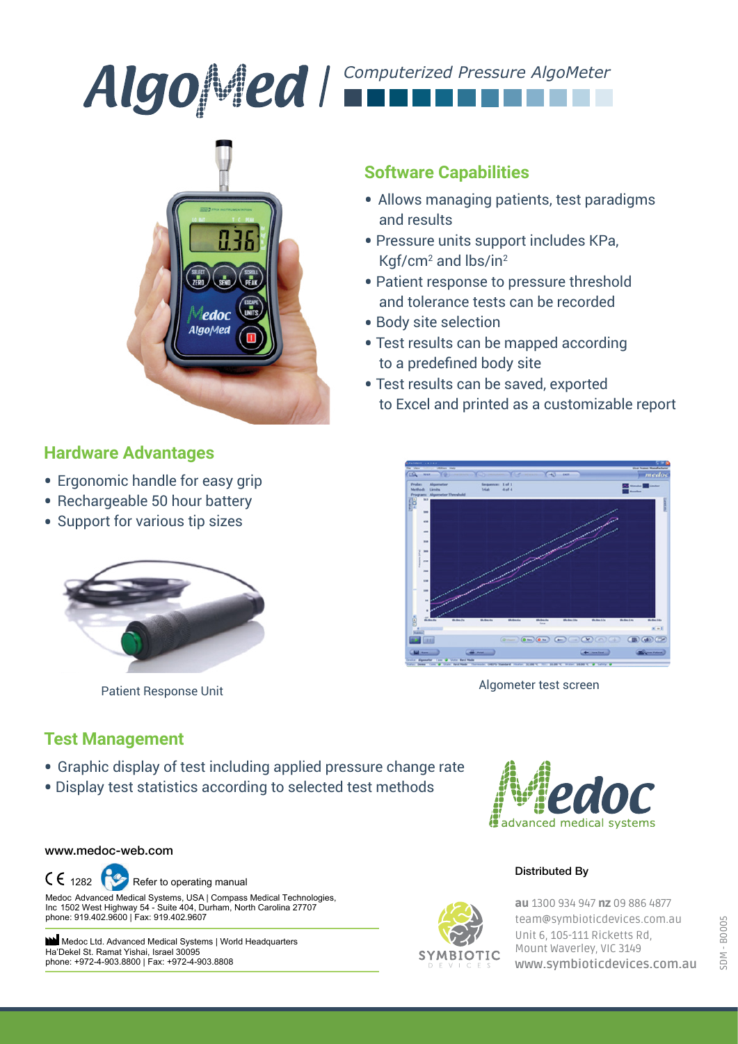# AlgoMed / Computerized Pressure AlgoMeter

## Software Capabilities

- Allows managing patients, test paradigms and results
- Pressure units support includes KPa, Kgf/cm$^2$ and lbs/in$^2$
- Patient response to pressure threshold and tolerance tests can be recorded
- Body site selection
- Test results can be mapped according to a predefined body site
- Test results can be saved, exported to Excel and printed as a customizable report

## Hardware Advantages

- Ergonomic handle for easy grip
- Rechargeable 50 hour battery
- Support for various tip sizes

Patient Response Unit

Algometer test screen

## Test Management

- Graphic display of test including applied pressure change rate
- Display test statistics according to selected test methods

Medoc advanced medical systems

**www.medoc-web.com**

CE 1282 Refer to operating manual

Medoc Advanced Medical Systems, USA | Compass Medical Technologies, Inc 1502 West Highway 54 - Suite 404, Durham, North Carolina 27707
phone: 919.402.9600 | Fax: 919.402.9607

Medoc Ltd. Advanced Medical Systems | World Headquarters
Ha'Dekel St. Ramat Yishai, Israel 30095
phone: +972-4-903.8800 | Fax: +972-4-903.8808

Distributed By

SYMBIOTIC DEVICES

**au** 1300 934 947 **nz** 09 886 4877
team@symbioticdevices.com.au
Unit 6, 105-111 Ricketts Rd,
Mount Waverley, VIC 3149
www.symbioticdevices.com.au

SDM - B0005